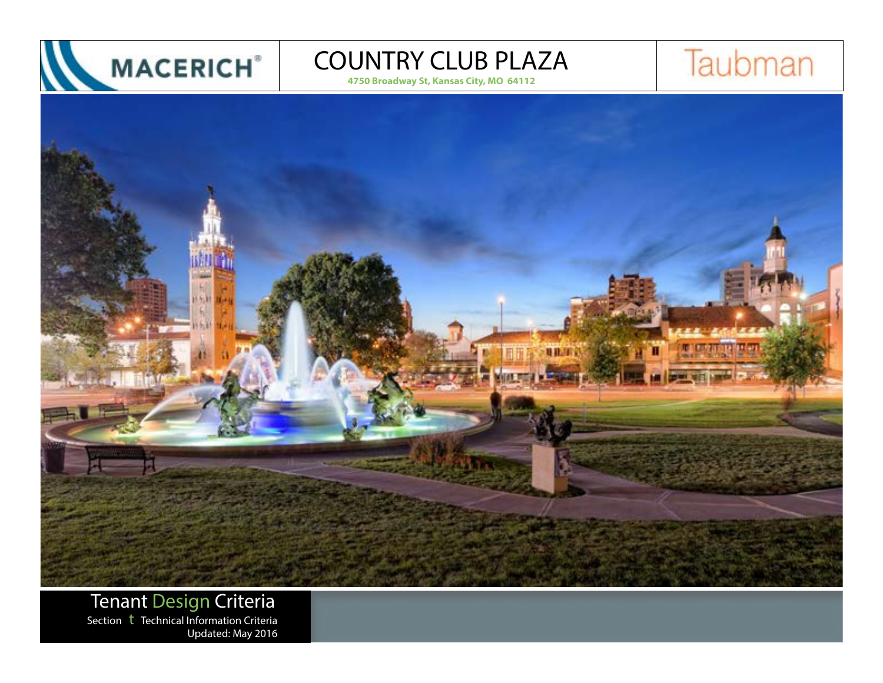MACERICH®

# COUNTRY CLUB PLAZA

**4750 Broadway St, Kansas City, MO 64112**

Taubman

## Tenant Design Criteria

Section t Technical Information Criteria

Updated: May 2016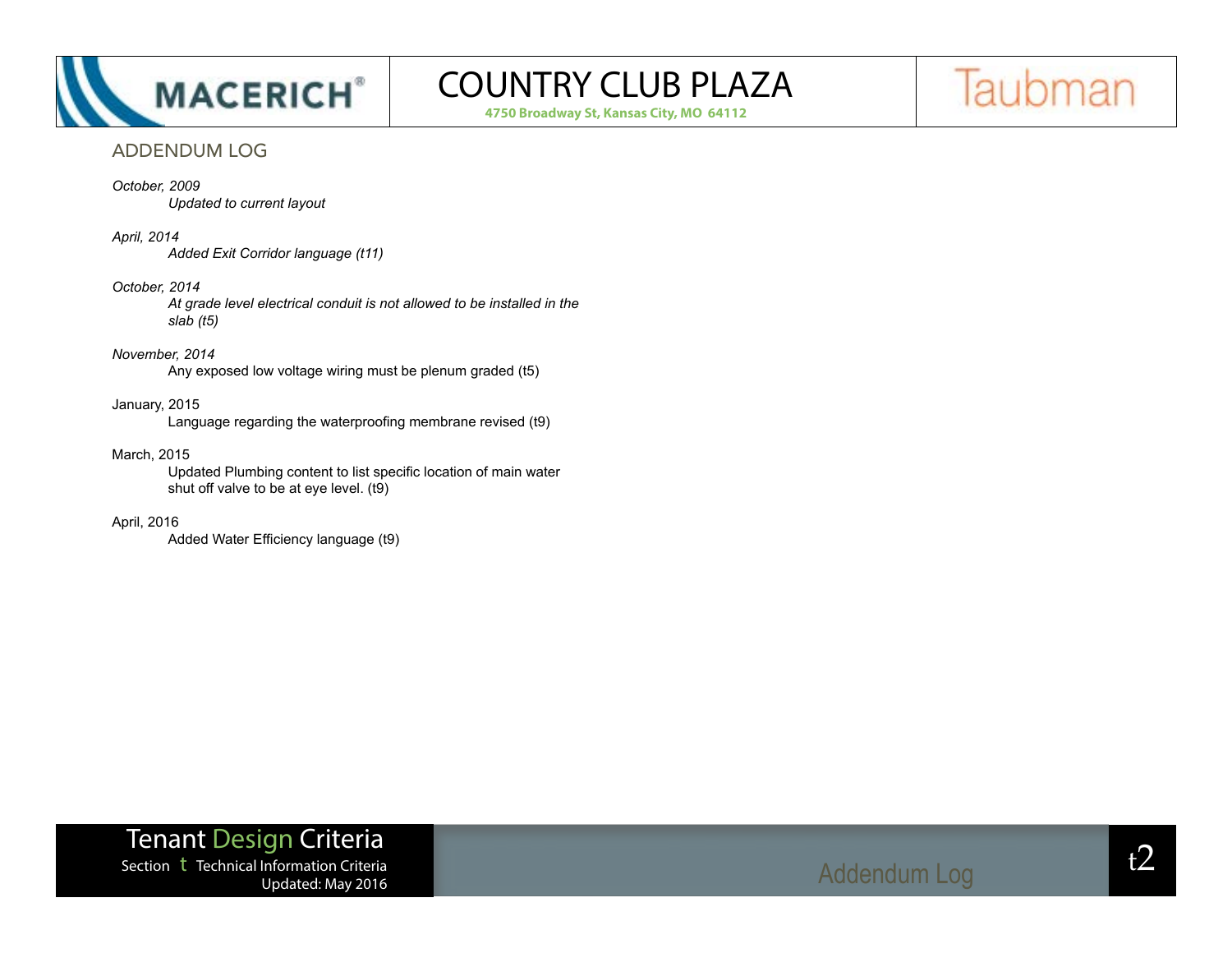## ADDENDUM LOG

*October, 2009*

*Updated to current layout*

*April, 2014*

*Added Exit Corridor language (t11)*

*October, 2014*

*At grade level electrical conduit is not allowed to be installed in the slab (t5)*

*November, 2014*

Any exposed low voltage wiring must be plenum graded (t5)

January, 2015

Language regarding the waterproofing membrane revised (t9)

March, 2015

Updated Plumbing content to list specific location of main water shut off valve to be at eye level. (t9)

April, 2016

Added Water Efficiency language (t9)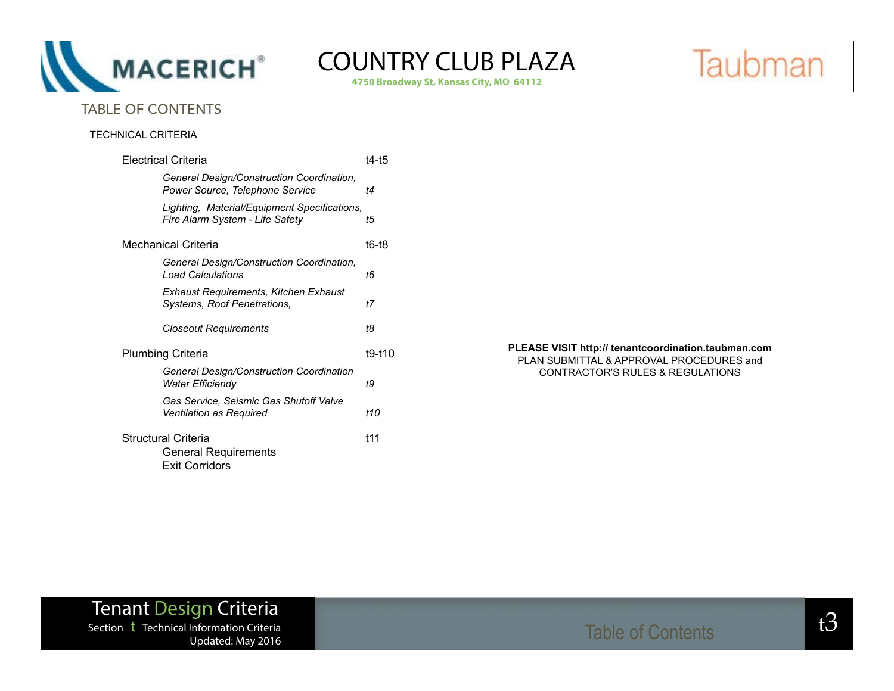## TABLE OF CONTENTS

### TECHNICAL CRITERIA

| | |
|---|---|
| Electrical Criteria | t4-t5 |
| *General Design/Construction Coordination, Power Source, Telephone Service* | *t4* |
| *Lighting, Material/Equipment Specifications, Fire Alarm System - Life Safety* | *t5* |
| Mechanical Criteria | t6-t8 |
| *General Design/Construction Coordination, Load Calculations* | *t6* |
| *Exhaust Requirements, Kitchen Exhaust Systems, Roof Penetrations,* | *t7* |
| *Closeout Requirements* | *t8* |
| Plumbing Criteria | t9-t10 |
| *General Design/Construction Coordination Water Efficiendy* | *t9* |
| *Gas Service, Seismic Gas Shutoff Valve Ventilation as Required* | *t10* |
| Structural Criteria<br>General Requirements<br>Exit Corridors | t11 |

**PLEASE VISIT http:// tenantcoordination.taubman.com**
PLAN SUBMITTAL & APPROVAL PROCEDURES and CONTRACTOR'S RULES & REGULATIONS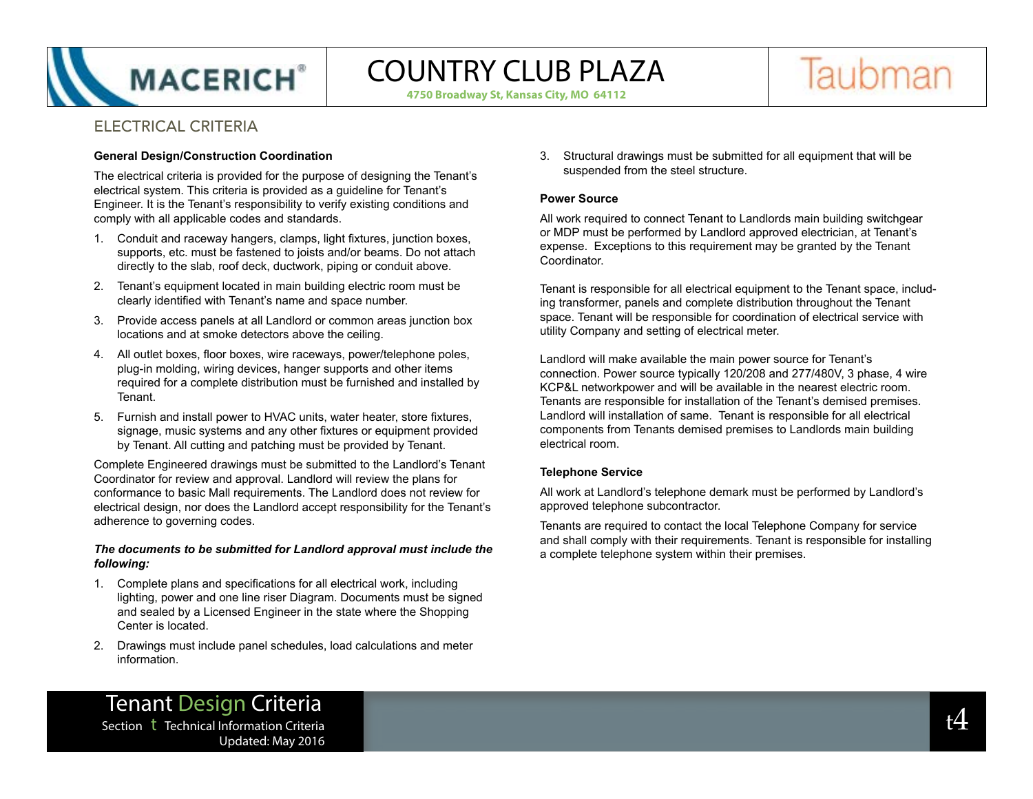# COUNTRY CLUB PLAZA

4750 Broadway St, Kansas City, MO 64112

## ELECTRICAL CRITERIA

**General Design/Construction Coordination**

The electrical criteria is provided for the purpose of designing the Tenant's electrical system. This criteria is provided as a guideline for Tenant's Engineer. It is the Tenant's responsibility to verify existing conditions and comply with all applicable codes and standards.

1. Conduit and raceway hangers, clamps, light fixtures, junction boxes, supports, etc. must be fastened to joists and/or beams. Do not attach directly to the slab, roof deck, ductwork, piping or conduit above.
2. Tenant's equipment located in main building electric room must be clearly identified with Tenant's name and space number.
3. Provide access panels at all Landlord or common areas junction box locations and at smoke detectors above the ceiling.
4. All outlet boxes, floor boxes, wire raceways, power/telephone poles, plug-in molding, wiring devices, hanger supports and other items required for a complete distribution must be furnished and installed by Tenant.
5. Furnish and install power to HVAC units, water heater, store fixtures, signage, music systems and any other fixtures or equipment provided by Tenant. All cutting and patching must be provided by Tenant.

Complete Engineered drawings must be submitted to the Landlord's Tenant Coordinator for review and approval. Landlord will review the plans for conformance to basic Mall requirements. The Landlord does not review for electrical design, nor does the Landlord accept responsibility for the Tenant's adherence to governing codes.

***The documents to be submitted for Landlord approval must include the following:***

1. Complete plans and specifications for all electrical work, including lighting, power and one line riser Diagram. Documents must be signed and sealed by a Licensed Engineer in the state where the Shopping Center is located.
2. Drawings must include panel schedules, load calculations and meter information.
3. Structural drawings must be submitted for all equipment that will be suspended from the steel structure.

**Power Source**

All work required to connect Tenant to Landlords main building switchgear or MDP must be performed by Landlord approved electrician, at Tenant's expense. Exceptions to this requirement may be granted by the Tenant Coordinator.

Tenant is responsible for all electrical equipment to the Tenant space, including transformer, panels and complete distribution throughout the Tenant space. Tenant will be responsible for coordination of electrical service with utility Company and setting of electrical meter.

Landlord will make available the main power source for Tenant's connection. Power source typically 120/208 and 277/480V, 3 phase, 4 wire KCP&L networkpower and will be available in the nearest electric room. Tenants are responsible for installation of the Tenant's demised premises. Landlord will installation of same. Tenant is responsible for all electrical components from Tenants demised premises to Landlords main building electrical room.

**Telephone Service**

All work at Landlord's telephone demark must be performed by Landlord's approved telephone subcontractor.

Tenants are required to contact the local Telephone Company for service and shall comply with their requirements. Tenant is responsible for installing a complete telephone system within their premises.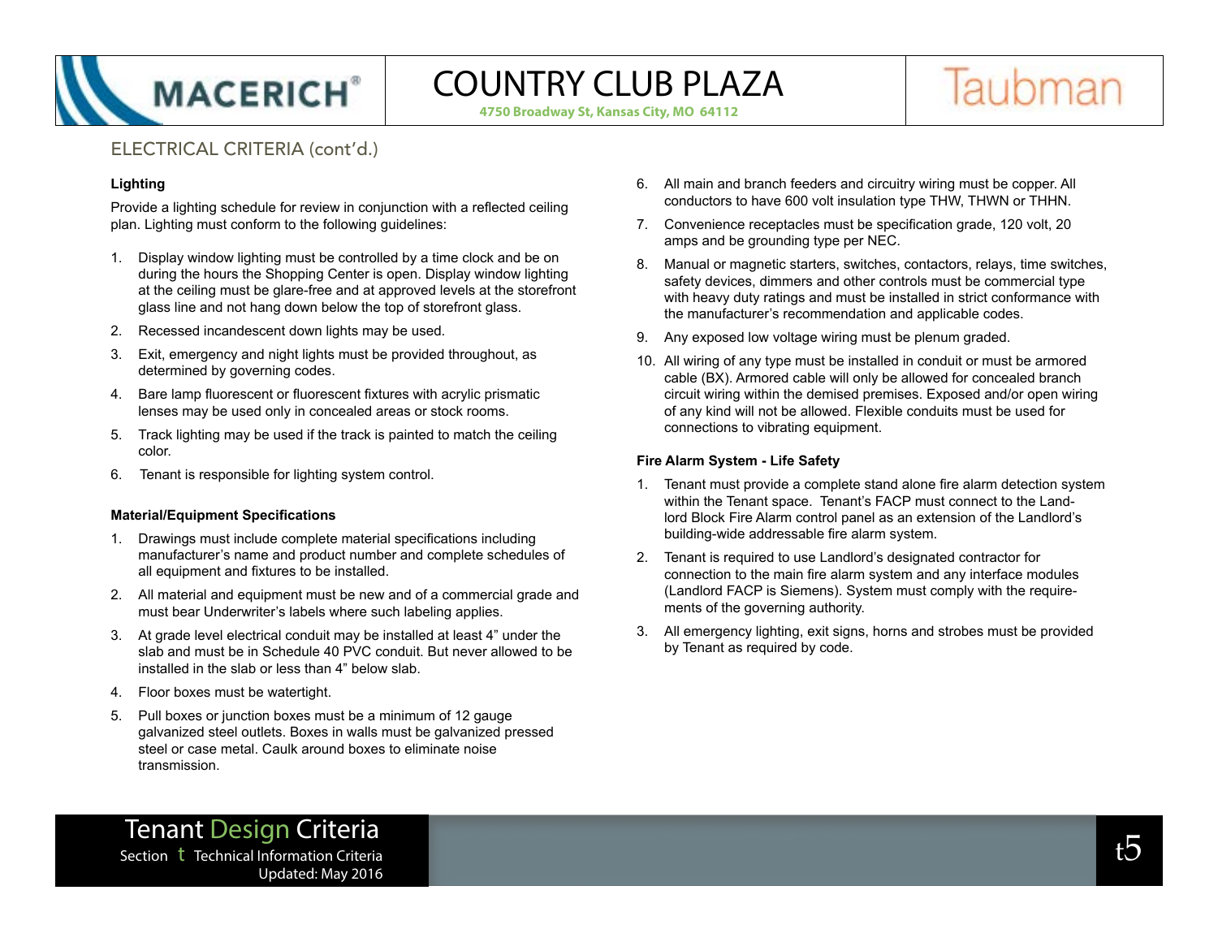## ELECTRICAL CRITERIA (cont'd.)

### Lighting

Provide a lighting schedule for review in conjunction with a reflected ceiling plan. Lighting must conform to the following guidelines:

1. Display window lighting must be controlled by a time clock and be on during the hours the Shopping Center is open. Display window lighting at the ceiling must be glare-free and at approved levels at the storefront glass line and not hang down below the top of storefront glass.
2. Recessed incandescent down lights may be used.
3. Exit, emergency and night lights must be provided throughout, as determined by governing codes.
4. Bare lamp fluorescent or fluorescent fixtures with acrylic prismatic lenses may be used only in concealed areas or stock rooms.
5. Track lighting may be used if the track is painted to match the ceiling color.
6. Tenant is responsible for lighting system control.

### Material/Equipment Specifications

1. Drawings must include complete material specifications including manufacturer's name and product number and complete schedules of all equipment and fixtures to be installed.
2. All material and equipment must be new and of a commercial grade and must bear Underwriter's labels where such labeling applies.
3. At grade level electrical conduit may be installed at least 4" under the slab and must be in Schedule 40 PVC conduit. But never allowed to be installed in the slab or less than 4" below slab.
4. Floor boxes must be watertight.
5. Pull boxes or junction boxes must be a minimum of 12 gauge galvanized steel outlets. Boxes in walls must be galvanized pressed steel or case metal. Caulk around boxes to eliminate noise transmission.
6. All main and branch feeders and circuitry wiring must be copper. All conductors to have 600 volt insulation type THW, THWN or THHN.
7. Convenience receptacles must be specification grade, 120 volt, 20 amps and be grounding type per NEC.
8. Manual or magnetic starters, switches, contactors, relays, time switches, safety devices, dimmers and other controls must be commercial type with heavy duty ratings and must be installed in strict conformance with the manufacturer's recommendation and applicable codes.
9. Any exposed low voltage wiring must be plenum graded.
10. All wiring of any type must be installed in conduit or must be armored cable (BX). Armored cable will only be allowed for concealed branch circuit wiring within the demised premises. Exposed and/or open wiring of any kind will not be allowed. Flexible conduits must be used for connections to vibrating equipment.

### Fire Alarm System - Life Safety

1. Tenant must provide a complete stand alone fire alarm detection system within the Tenant space. Tenant's FACP must connect to the Landlord Block Fire Alarm control panel as an extension of the Landlord's building-wide addressable fire alarm system.
2. Tenant is required to use Landlord's designated contractor for connection to the main fire alarm system and any interface modules (Landlord FACP is Siemens). System must comply with the requirements of the governing authority.
3. All emergency lighting, exit signs, horns and strobes must be provided by Tenant as required by code.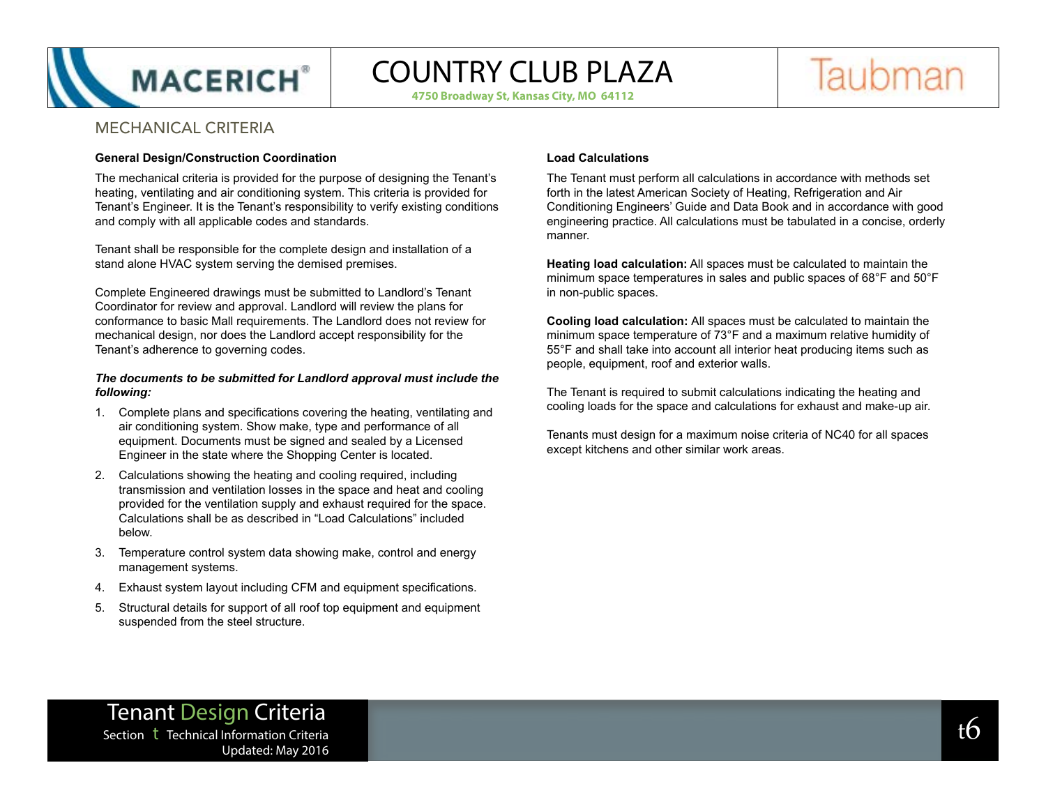## MECHANICAL CRITERIA

### General Design/Construction Coordination

The mechanical criteria is provided for the purpose of designing the Tenant's heating, ventilating and air conditioning system. This criteria is provided for Tenant's Engineer. It is the Tenant's responsibility to verify existing conditions and comply with all applicable codes and standards.

Tenant shall be responsible for the complete design and installation of a stand alone HVAC system serving the demised premises.

Complete Engineered drawings must be submitted to Landlord's Tenant Coordinator for review and approval. Landlord will review the plans for conformance to basic Mall requirements. The Landlord does not review for mechanical design, nor does the Landlord accept responsibility for the Tenant's adherence to governing codes.

***The documents to be submitted for Landlord approval must include the following:***

1. Complete plans and specifications covering the heating, ventilating and air conditioning system. Show make, type and performance of all equipment. Documents must be signed and sealed by a Licensed Engineer in the state where the Shopping Center is located.
2. Calculations showing the heating and cooling required, including transmission and ventilation losses in the space and heat and cooling provided for the ventilation supply and exhaust required for the space. Calculations shall be as described in "Load Calculations" included below.
3. Temperature control system data showing make, control and energy management systems.
4. Exhaust system layout including CFM and equipment specifications.
5. Structural details for support of all roof top equipment and equipment suspended from the steel structure.

### Load Calculations

The Tenant must perform all calculations in accordance with methods set forth in the latest American Society of Heating, Refrigeration and Air Conditioning Engineers' Guide and Data Book and in accordance with good engineering practice. All calculations must be tabulated in a concise, orderly manner.

**Heating load calculation:** All spaces must be calculated to maintain the minimum space temperatures in sales and public spaces of 68°F and 50°F in non-public spaces.

**Cooling load calculation:** All spaces must be calculated to maintain the minimum space temperature of 73°F and a maximum relative humidity of 55°F and shall take into account all interior heat producing items such as people, equipment, roof and exterior walls.

The Tenant is required to submit calculations indicating the heating and cooling loads for the space and calculations for exhaust and make-up air.

Tenants must design for a maximum noise criteria of NC40 for all spaces except kitchens and other similar work areas.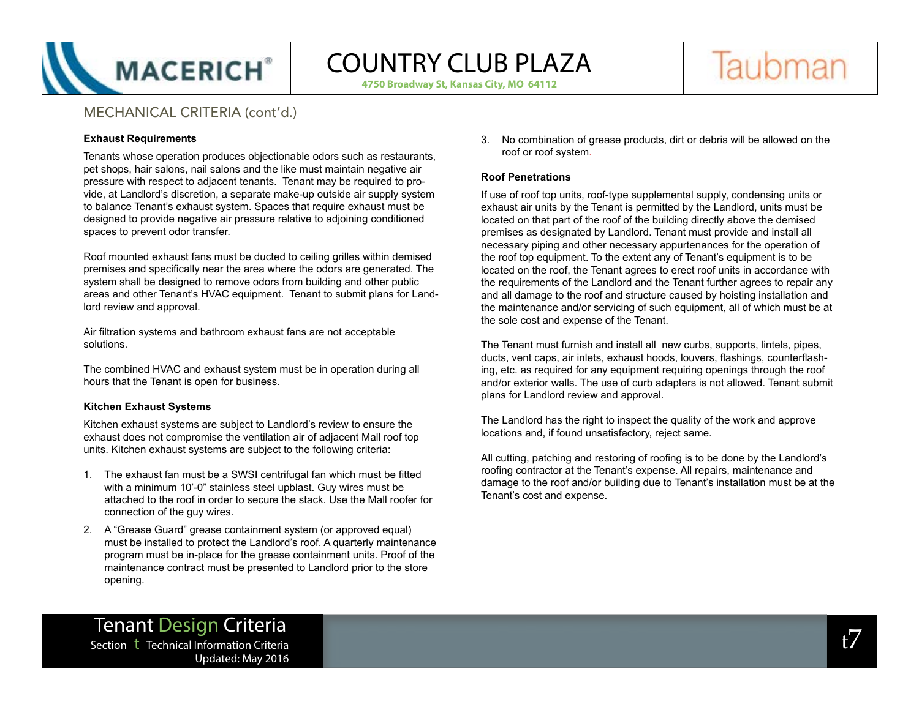## MECHANICAL CRITERIA (cont'd.)

**Exhaust Requirements**

Tenants whose operation produces objectionable odors such as restaurants, pet shops, hair salons, nail salons and the like must maintain negative air pressure with respect to adjacent tenants. Tenant may be required to provide, at Landlord's discretion, a separate make-up outside air supply system to balance Tenant's exhaust system. Spaces that require exhaust must be designed to provide negative air pressure relative to adjoining conditioned spaces to prevent odor transfer.

Roof mounted exhaust fans must be ducted to ceiling grilles within demised premises and specifically near the area where the odors are generated. The system shall be designed to remove odors from building and other public areas and other Tenant's HVAC equipment. Tenant to submit plans for Landlord review and approval.

Air filtration systems and bathroom exhaust fans are not acceptable solutions.

The combined HVAC and exhaust system must be in operation during all hours that the Tenant is open for business.

**Kitchen Exhaust Systems**

Kitchen exhaust systems are subject to Landlord's review to ensure the exhaust does not compromise the ventilation air of adjacent Mall roof top units. Kitchen exhaust systems are subject to the following criteria:

1. The exhaust fan must be a SWSI centrifugal fan which must be fitted with a minimum 10'-0" stainless steel upblast. Guy wires must be attached to the roof in order to secure the stack. Use the Mall roofer for connection of the guy wires.
2. A "Grease Guard" grease containment system (or approved equal) must be installed to protect the Landlord's roof. A quarterly maintenance program must be in-place for the grease containment units. Proof of the maintenance contract must be presented to Landlord prior to the store opening.
3. No combination of grease products, dirt or debris will be allowed on the roof or roof system.

**Roof Penetrations**

If use of roof top units, roof-type supplemental supply, condensing units or exhaust air units by the Tenant is permitted by the Landlord, units must be located on that part of the roof of the building directly above the demised premises as designated by Landlord. Tenant must provide and install all necessary piping and other necessary appurtenances for the operation of the roof top equipment. To the extent any of Tenant's equipment is to be located on the roof, the Tenant agrees to erect roof units in accordance with the requirements of the Landlord and the Tenant further agrees to repair any and all damage to the roof and structure caused by hoisting installation and the maintenance and/or servicing of such equipment, all of which must be at the sole cost and expense of the Tenant.

The Tenant must furnish and install all new curbs, supports, lintels, pipes, ducts, vent caps, air inlets, exhaust hoods, louvers, flashings, counterflashing, etc. as required for any equipment requiring openings through the roof and/or exterior walls. The use of curb adapters is not allowed. Tenant submit plans for Landlord review and approval.

The Landlord has the right to inspect the quality of the work and approve locations and, if found unsatisfactory, reject same.

All cutting, patching and restoring of roofing is to be done by the Landlord's roofing contractor at the Tenant's expense. All repairs, maintenance and damage to the roof and/or building due to Tenant's installation must be at the Tenant's cost and expense.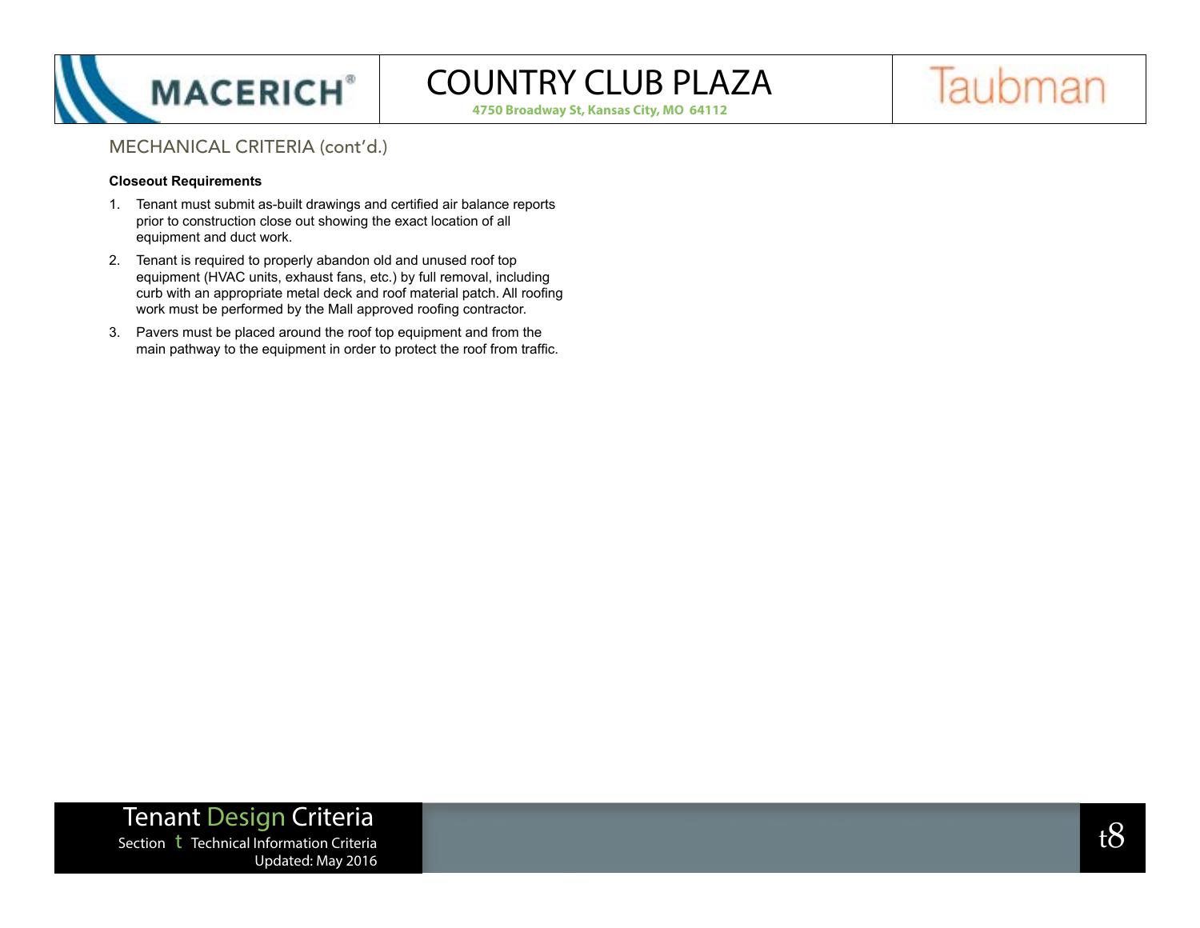## MECHANICAL CRITERIA (cont'd.)

**Closeout Requirements**

1. Tenant must submit as-built drawings and certified air balance reports prior to construction close out showing the exact location of all equipment and duct work.
2. Tenant is required to properly abandon old and unused roof top equipment (HVAC units, exhaust fans, etc.) by full removal, including curb with an appropriate metal deck and roof material patch. All roofing work must be performed by the Mall approved roofing contractor.
3. Pavers must be placed around the roof top equipment and from the main pathway to the equipment in order to protect the roof from traffic.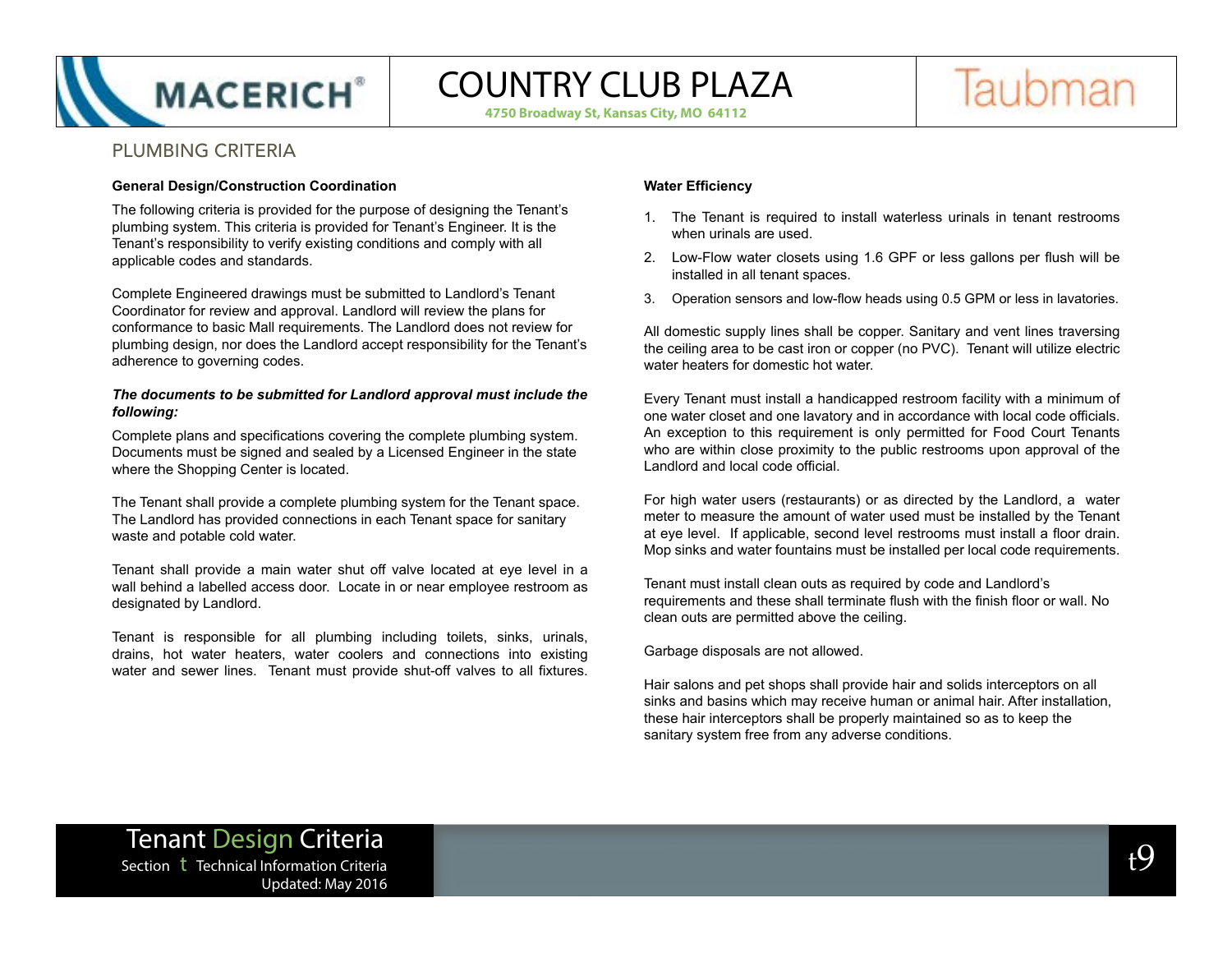## PLUMBING CRITERIA

**General Design/Construction Coordination**

The following criteria is provided for the purpose of designing the Tenant's plumbing system. This criteria is provided for Tenant's Engineer. It is the Tenant's responsibility to verify existing conditions and comply with all applicable codes and standards.

Complete Engineered drawings must be submitted to Landlord's Tenant Coordinator for review and approval. Landlord will review the plans for conformance to basic Mall requirements. The Landlord does not review for plumbing design, nor does the Landlord accept responsibility for the Tenant's adherence to governing codes.

***The documents to be submitted for Landlord approval must include the following:***

Complete plans and specifications covering the complete plumbing system. Documents must be signed and sealed by a Licensed Engineer in the state where the Shopping Center is located.

The Tenant shall provide a complete plumbing system for the Tenant space. The Landlord has provided connections in each Tenant space for sanitary waste and potable cold water.

Tenant shall provide a main water shut off valve located at eye level in a wall behind a labelled access door. Locate in or near employee restroom as designated by Landlord.

Tenant is responsible for all plumbing including toilets, sinks, urinals, drains, hot water heaters, water coolers and connections into existing water and sewer lines. Tenant must provide shut-off valves to all fixtures.

**Water Efficiency**

1. The Tenant is required to install waterless urinals in tenant restrooms when urinals are used.
2. Low-Flow water closets using 1.6 GPF or less gallons per flush will be installed in all tenant spaces.
3. Operation sensors and low-flow heads using 0.5 GPM or less in lavatories.

All domestic supply lines shall be copper. Sanitary and vent lines traversing the ceiling area to be cast iron or copper (no PVC). Tenant will utilize electric water heaters for domestic hot water.

Every Tenant must install a handicapped restroom facility with a minimum of one water closet and one lavatory and in accordance with local code officials. An exception to this requirement is only permitted for Food Court Tenants who are within close proximity to the public restrooms upon approval of the Landlord and local code official.

For high water users (restaurants) or as directed by the Landlord, a water meter to measure the amount of water used must be installed by the Tenant at eye level. If applicable, second level restrooms must install a floor drain. Mop sinks and water fountains must be installed per local code requirements.

Tenant must install clean outs as required by code and Landlord's requirements and these shall terminate flush with the finish floor or wall. No clean outs are permitted above the ceiling.

Garbage disposals are not allowed.

Hair salons and pet shops shall provide hair and solids interceptors on all sinks and basins which may receive human or animal hair. After installation, these hair interceptors shall be properly maintained so as to keep the sanitary system free from any adverse conditions.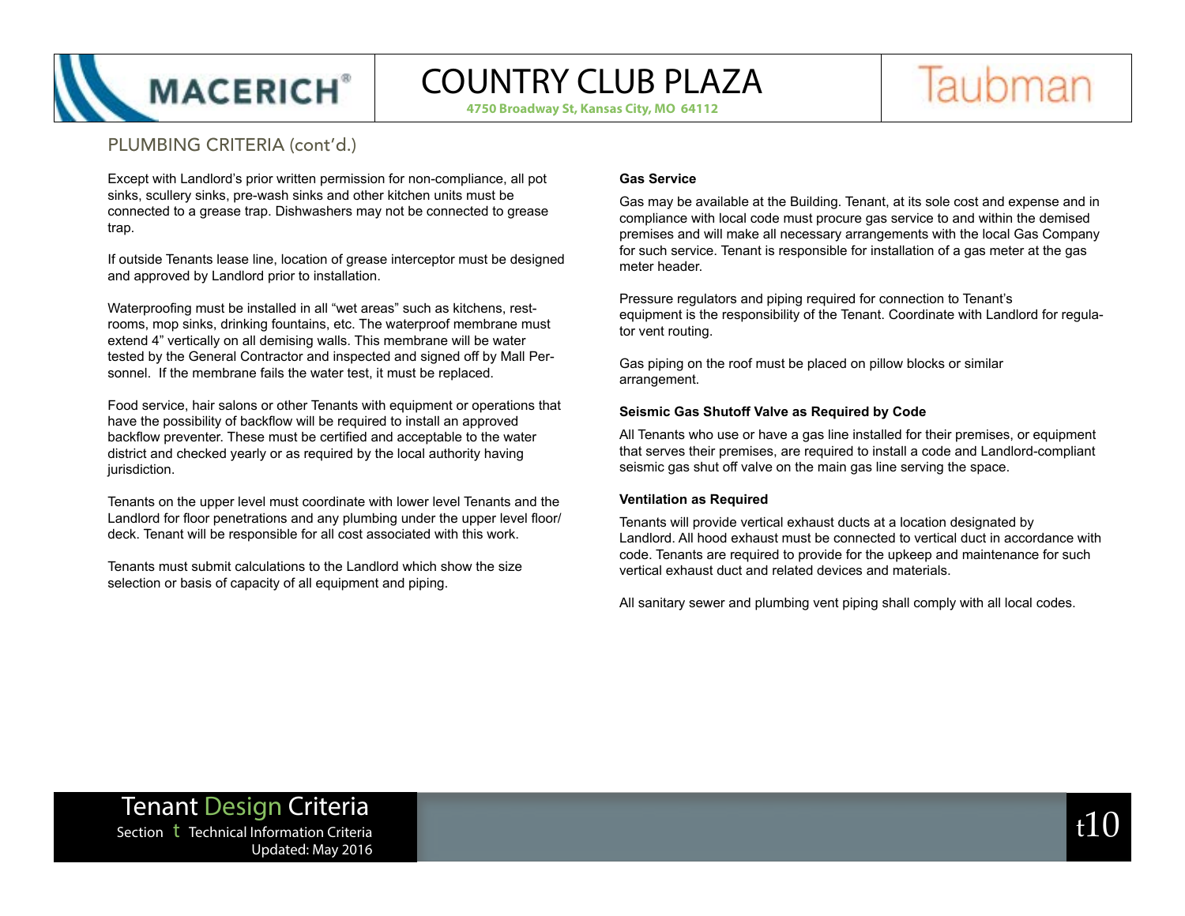## PLUMBING CRITERIA (cont'd.)

Except with Landlord's prior written permission for non-compliance, all pot sinks, scullery sinks, pre-wash sinks and other kitchen units must be connected to a grease trap. Dishwashers may not be connected to grease trap.

If outside Tenants lease line, location of grease interceptor must be designed and approved by Landlord prior to installation.

Waterproofing must be installed in all "wet areas" such as kitchens, restrooms, mop sinks, drinking fountains, etc. The waterproof membrane must extend 4" vertically on all demising walls. This membrane will be water tested by the General Contractor and inspected and signed off by Mall Personnel. If the membrane fails the water test, it must be replaced.

Food service, hair salons or other Tenants with equipment or operations that have the possibility of backflow will be required to install an approved backflow preventer. These must be certified and acceptable to the water district and checked yearly or as required by the local authority having jurisdiction.

Tenants on the upper level must coordinate with lower level Tenants and the Landlord for floor penetrations and any plumbing under the upper level floor/deck. Tenant will be responsible for all cost associated with this work.

Tenants must submit calculations to the Landlord which show the size selection or basis of capacity of all equipment and piping.

**Gas Service**

Gas may be available at the Building. Tenant, at its sole cost and expense and in compliance with local code must procure gas service to and within the demised premises and will make all necessary arrangements with the local Gas Company for such service. Tenant is responsible for installation of a gas meter at the gas meter header.

Pressure regulators and piping required for connection to Tenant's equipment is the responsibility of the Tenant. Coordinate with Landlord for regulator vent routing.

Gas piping on the roof must be placed on pillow blocks or similar arrangement.

**Seismic Gas Shutoff Valve as Required by Code**

All Tenants who use or have a gas line installed for their premises, or equipment that serves their premises, are required to install a code and Landlord-compliant seismic gas shut off valve on the main gas line serving the space.

**Ventilation as Required**

Tenants will provide vertical exhaust ducts at a location designated by Landlord. All hood exhaust must be connected to vertical duct in accordance with code. Tenants are required to provide for the upkeep and maintenance for such vertical exhaust duct and related devices and materials.

All sanitary sewer and plumbing vent piping shall comply with all local codes.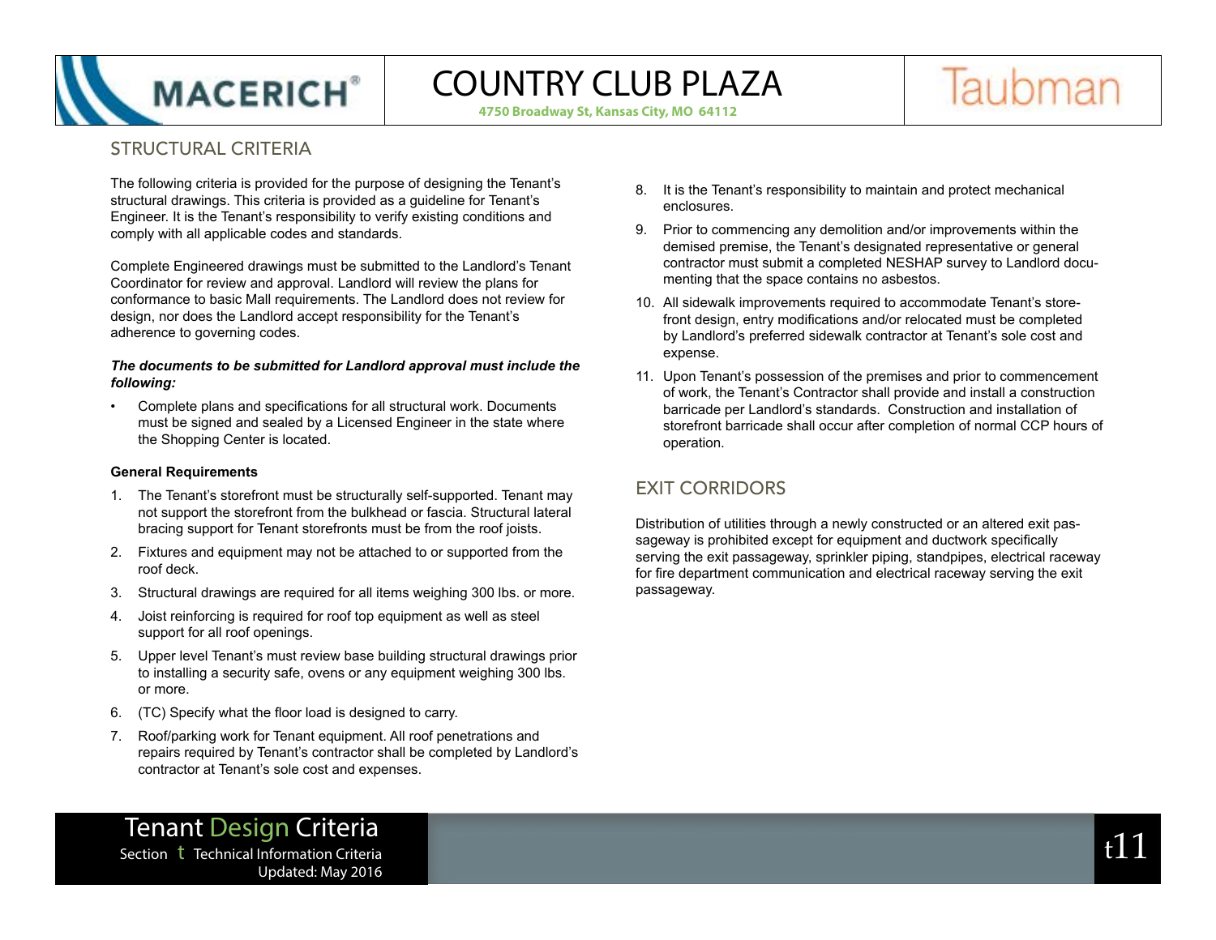## STRUCTURAL CRITERIA

The following criteria is provided for the purpose of designing the Tenant's structural drawings. This criteria is provided as a guideline for Tenant's Engineer. It is the Tenant's responsibility to verify existing conditions and comply with all applicable codes and standards.

Complete Engineered drawings must be submitted to the Landlord's Tenant Coordinator for review and approval. Landlord will review the plans for conformance to basic Mall requirements. The Landlord does not review for design, nor does the Landlord accept responsibility for the Tenant's adherence to governing codes.

***The documents to be submitted for Landlord approval must include the following:***

- Complete plans and specifications for all structural work. Documents must be signed and sealed by a Licensed Engineer in the state where the Shopping Center is located.

**General Requirements**

1. The Tenant's storefront must be structurally self-supported. Tenant may not support the storefront from the bulkhead or fascia. Structural lateral bracing support for Tenant storefronts must be from the roof joists.
2. Fixtures and equipment may not be attached to or supported from the roof deck.
3. Structural drawings are required for all items weighing 300 lbs. or more.
4. Joist reinforcing is required for roof top equipment as well as steel support for all roof openings.
5. Upper level Tenant's must review base building structural drawings prior to installing a security safe, ovens or any equipment weighing 300 lbs. or more.
6. (TC) Specify what the floor load is designed to carry.
7. Roof/parking work for Tenant equipment. All roof penetrations and repairs required by Tenant's contractor shall be completed by Landlord's contractor at Tenant's sole cost and expenses.
8. It is the Tenant's responsibility to maintain and protect mechanical enclosures.
9. Prior to commencing any demolition and/or improvements within the demised premise, the Tenant's designated representative or general contractor must submit a completed NESHAP survey to Landlord documenting that the space contains no asbestos.
10. All sidewalk improvements required to accommodate Tenant's storefront design, entry modifications and/or relocated must be completed by Landlord's preferred sidewalk contractor at Tenant's sole cost and expense.
11. Upon Tenant's possession of the premises and prior to commencement of work, the Tenant's Contractor shall provide and install a construction barricade per Landlord's standards. Construction and installation of storefront barricade shall occur after completion of normal CCP hours of operation.

## EXIT CORRIDORS

Distribution of utilities through a newly constructed or an altered exit passageway is prohibited except for equipment and ductwork specifically serving the exit passageway, sprinkler piping, standpipes, electrical raceway for fire department communication and electrical raceway serving the exit passageway.